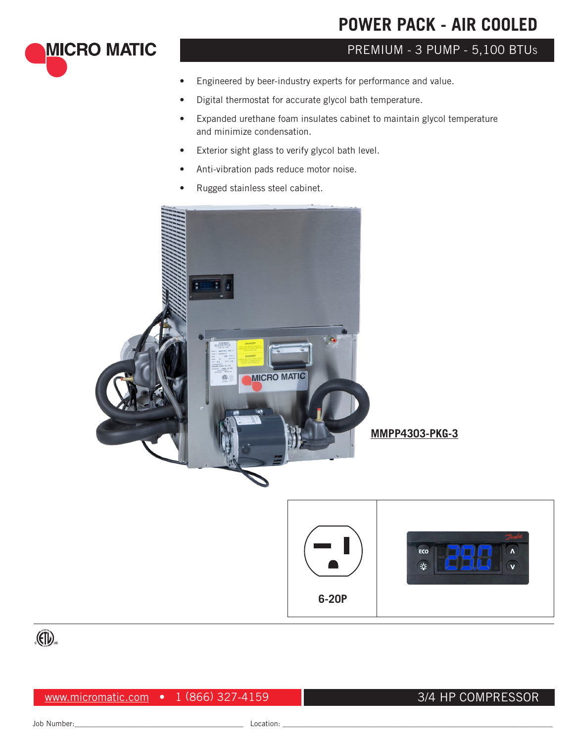# POWER PACK - AIR COOLED

## PREMIUM - 3 PUMP - 5,100 BTUs

- Engineered by beer-industry experts for performance and value.
- Digital thermostat for accurate glycol bath temperature.
- Expanded urethane foam insulates cabinet to maintain glycol temperature and minimize condensation.
- Exterior sight glass to verify glycol bath level.
- Anti-vibration pads reduce motor noise.
- Rugged stainless steel cabinet.

**MMPP4303-PKG-3**

6-20P

www.micromatic.com • 1 (866) 327-4159

3/4 HP COMPRESSOR

Job Number:______________________ Location: ______________________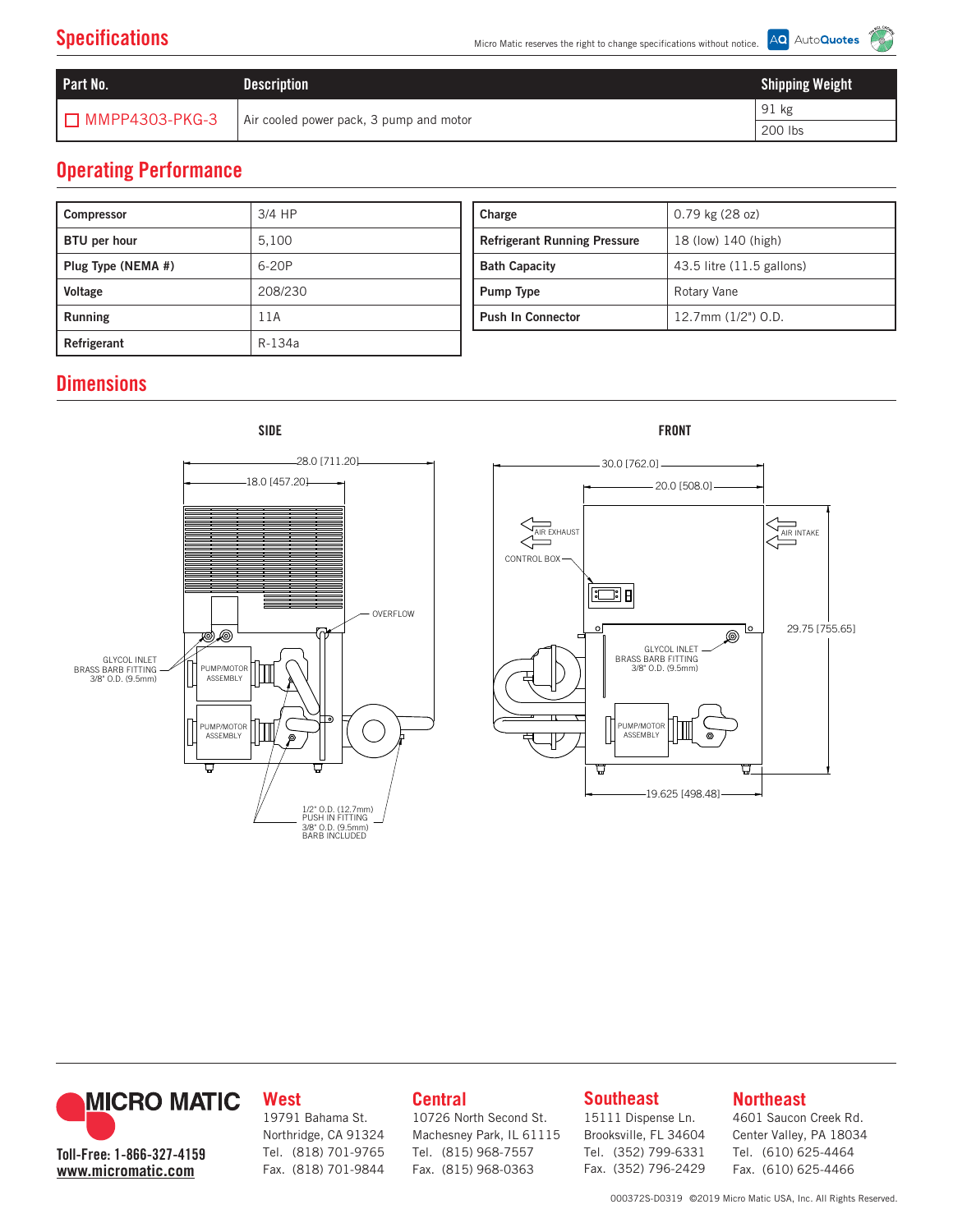## Specifications

Micro Matic reserves the right to change specifications without notice.

| Part No. | Description | Shipping Weight |
|---|---|---|
| ☐ MMPP4303-PKG-3 | Air cooled power pack, 3 pump and motor | 91 kg<br>200 lbs |

## Operating Performance

| | |
|---|---|
| **Compressor** | 3/4 HP |
| **BTU per hour** | 5,100 |
| **Plug Type (NEMA #)** | 6-20P |
| **Voltage** | 208/230 |
| **Running** | 11A |
| **Refrigerant** | R-134a |

| | |
|---|---|
| **Charge** | 0.79 kg (28 oz) |
| **Refrigerant Running Pressure** | 18 (low) 140 (high) |
| **Bath Capacity** | 43.5 litre (11.5 gallons) |
| **Pump Type** | Rotary Vane |
| **Push In Connector** | 12.7mm (1/2") O.D. |

## Dimensions

SIDE

28.0 [711.20]
18.0 [457.20]
OVERFLOW
GLYCOL INLET
BRASS BARB FITTING
3/8" O.D. (9.5mm)
PUMP/MOTOR ASSEMBLY
PUMP/MOTOR ASSEMBLY
1/2" O.D. (12.7mm)
PUSH IN FITTING
3/8" O.D. (9.5mm)
BARB INCLUDED

FRONT

30.0 [762.0]
20.0 [508.0]
AIR EXHAUST
AIR INTAKE
CONTROL BOX
GLYCOL INLET
BRASS BARB FITTING
3/8" O.D. (9.5mm)
29.75 [755.65]
PUMP/MOTOR ASSEMBLY
19.625 [498.48]

MICRO MATIC
Toll-Free: 1-866-327-4159
www.micromatic.com

**West**
19791 Bahama St.
Northridge, CA 91324
Tel. (818) 701-9765
Fax. (818) 701-9844

**Central**
10726 North Second St.
Machesney Park, IL 61115
Tel. (815) 968-7557
Fax. (815) 968-0363

**Southeast**
15111 Dispense Ln.
Brooksville, FL 34604
Tel. (352) 799-6331
Fax. (352) 796-2429

**Northeast**
4601 Saucon Creek Rd.
Center Valley, PA 18034
Tel. (610) 625-4464
Fax. (610) 625-4466

000372S-D0319 ©2019 Micro Matic USA, Inc. All Rights Reserved.